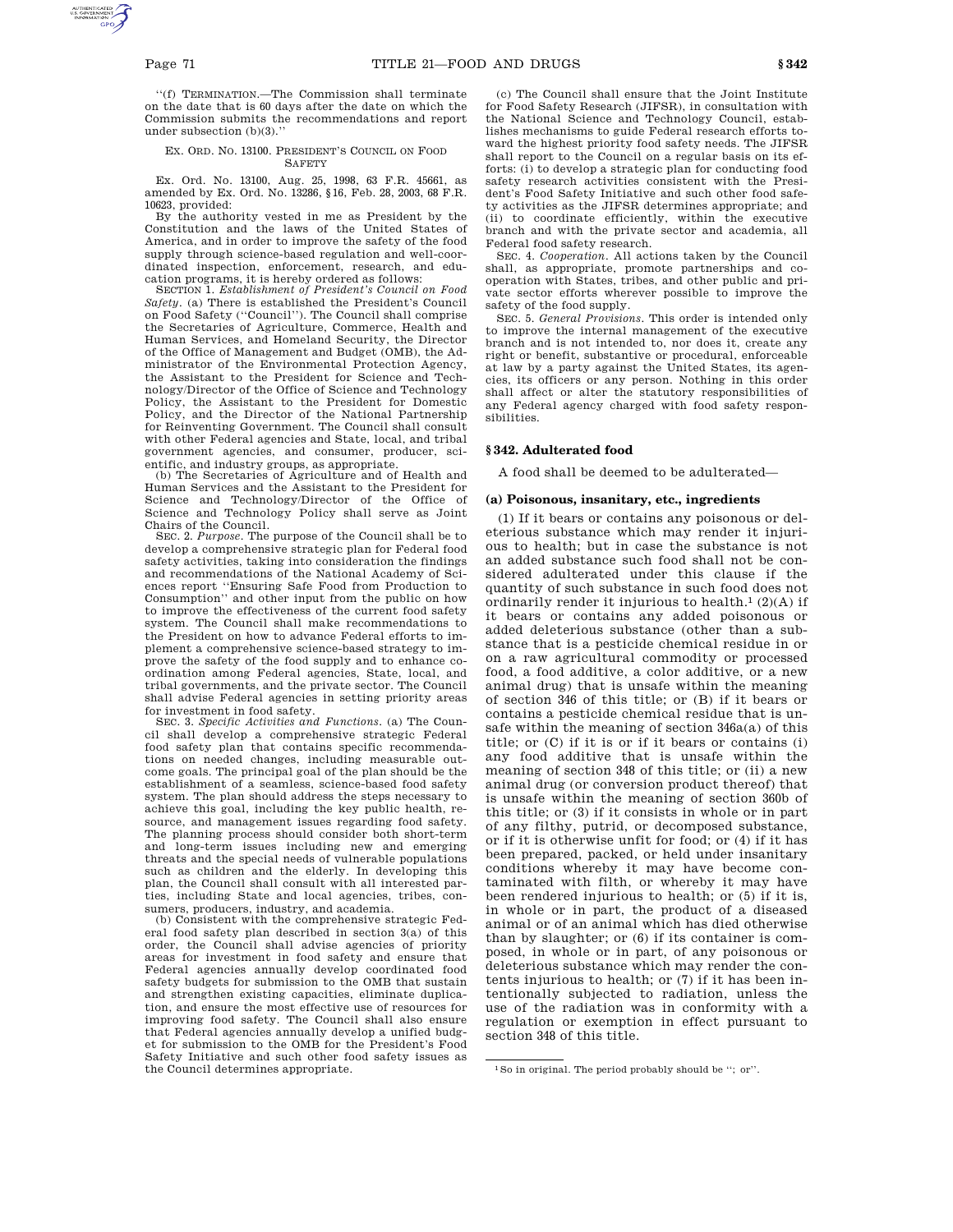"(f) TERMINATION.—The Commission shall terminate on the date that is 60 days after the date on which the Commission submits the recommendations and report under subsection (b)(3)."

EX. ORD. NO. 13100. PRESIDENT'S COUNCIL ON FOOD SAFETY

Ex. Ord. No. 13100, Aug. 25, 1998, 63 F.R. 45661, as amended by Ex. Ord. No. 13286, §16, Feb. 28, 2003, 68 F.R. 10623, provided:

By the authority vested in me as President by the Constitution and the laws of the United States of America, and in order to improve the safety of the food supply through science-based regulation and well-coordinated inspection, enforcement, research, and education programs, it is hereby ordered as follows:

SECTION 1. *Establishment of President's Council on Food Safety*. (a) There is established the President's Council on Food Safety ("Council"). The Council shall comprise the Secretaries of Agriculture, Commerce, Health and Human Services, and Homeland Security, the Director of the Office of Management and Budget (OMB), the Administrator of the Environmental Protection Agency, the Assistant to the President for Science and Technology/Director of the Office of Science and Technology Policy, the Assistant to the President for Domestic Policy, and the Director of the National Partnership for Reinventing Government. The Council shall consult with other Federal agencies and State, local, and tribal government agencies, and consumer, producer, scientific, and industry groups, as appropriate.

(b) The Secretaries of Agriculture and of Health and Human Services and the Assistant to the President for Science and Technology/Director of the Office of Science and Technology Policy shall serve as Joint Chairs of the Council.

SEC. 2. *Purpose*. The purpose of the Council shall be to develop a comprehensive strategic plan for Federal food safety activities, taking into consideration the findings and recommendations of the National Academy of Sciences report "Ensuring Safe Food from Production to Consumption" and other input from the public on how to improve the effectiveness of the current food safety system. The Council shall make recommendations to the President on how to advance Federal efforts to implement a comprehensive science-based strategy to improve the safety of the food supply and to enhance coordination among Federal agencies, State, local, and tribal governments, and the private sector. The Council shall advise Federal agencies in setting priority areas for investment in food safety.

SEC. 3. *Specific Activities and Functions*. (a) The Council shall develop a comprehensive strategic Federal food safety plan that contains specific recommendations on needed changes, including measurable outcome goals. The principal goal of the plan should be the establishment of a seamless, science-based food safety system. The plan should address the steps necessary to achieve this goal, including the key public health, resource, and management issues regarding food safety. The planning process should consider both short-term and long-term issues including new and emerging threats and the special needs of vulnerable populations such as children and the elderly. In developing this plan, the Council shall consult with all interested parties, including State and local agencies, tribes, consumers, producers, industry, and academia.

(b) Consistent with the comprehensive strategic Federal food safety plan described in section 3(a) of this order, the Council shall advise agencies of priority areas for investment in food safety and ensure that Federal agencies annually develop coordinated food safety budgets for submission to the OMB that sustain and strengthen existing capacities, eliminate duplication, and ensure the most effective use of resources for improving food safety. The Council shall also ensure that Federal agencies annually develop a unified budget for submission to the OMB for the President's Food Safety Initiative and such other food safety issues as the Council determines appropriate.

(c) The Council shall ensure that the Joint Institute for Food Safety Research (JIFSR), in consultation with the National Science and Technology Council, establishes mechanisms to guide Federal research efforts toward the highest priority food safety needs. The JIFSR shall report to the Council on a regular basis on its efforts: (i) to develop a strategic plan for conducting food safety research activities consistent with the President's Food Safety Initiative and such other food safety activities as the JIFSR determines appropriate; and (ii) to coordinate efficiently, within the executive branch and with the private sector and academia, all Federal food safety research.

SEC. 4. *Cooperation*. All actions taken by the Council shall, as appropriate, promote partnerships and cooperation with States, tribes, and other public and private sector efforts wherever possible to improve the safety of the food supply.

SEC. 5. *General Provisions*. This order is intended only to improve the internal management of the executive branch and is not intended to, nor does it, create any right or benefit, substantive or procedural, enforceable at law by a party against the United States, its agencies, its officers or any person. Nothing in this order shall affect or alter the statutory responsibilities of any Federal agency charged with food safety responsibilities.

## § 342. Adulterated food

A food shall be deemed to be adulterated—

### (a) Poisonous, insanitary, etc., ingredients

(1) If it bears or contains any poisonous or deleterious substance which may render it injurious to health; but in case the substance is not an added substance such food shall not be considered adulterated under this clause if the quantity of such substance in such food does not ordinarily render it injurious to health.[1] (2)(A) if it bears or contains any added poisonous or added deleterious substance (other than a substance that is a pesticide chemical residue in or on a raw agricultural commodity or processed food, a food additive, a color additive, or a new animal drug) that is unsafe within the meaning of section 346 of this title; or (B) if it bears or contains a pesticide chemical residue that is unsafe within the meaning of section 346a(a) of this title; or (C) if it is or if it bears or contains (i) any food additive that is unsafe within the meaning of section 348 of this title; or (ii) a new animal drug (or conversion product thereof) that is unsafe within the meaning of section 360b of this title; or (3) if it consists in whole or in part of any filthy, putrid, or decomposed substance, or if it is otherwise unfit for food; or (4) if it has been prepared, packed, or held under insanitary conditions whereby it may have become contaminated with filth, or whereby it may have been rendered injurious to health; or (5) if it is, in whole or in part, the product of a diseased animal or of an animal which has died otherwise than by slaughter; or (6) if its container is composed, in whole or in part, of any poisonous or deleterious substance which may render the contents injurious to health; or (7) if it has been intentionally subjected to radiation, unless the use of the radiation was in conformity with a regulation or exemption in effect pursuant to section 348 of this title.

---

[1] So in original. The period probably should be "; or".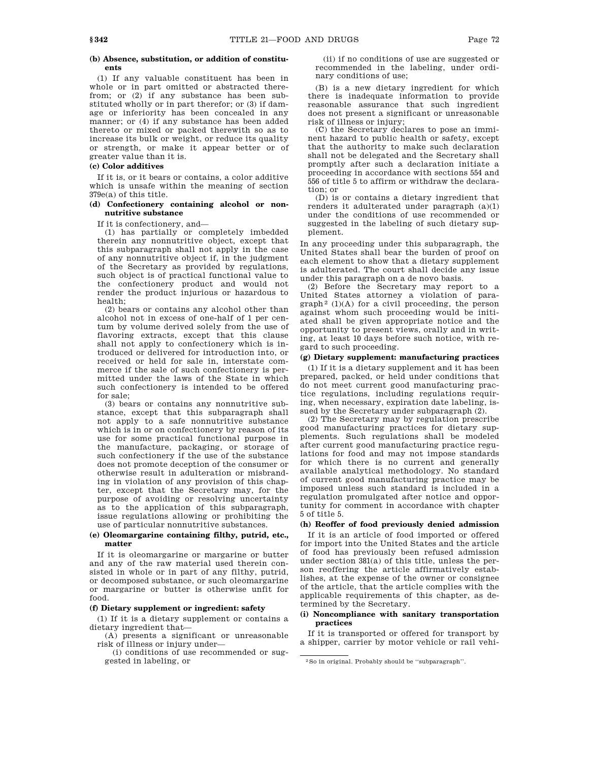**(b) Absence, substitution, or addition of constituents**

(1) If any valuable constituent has been in whole or in part omitted or abstracted therefrom; or (2) if any substance has been substituted wholly or in part therefor; or (3) if damage or inferiority has been concealed in any manner; or (4) if any substance has been added thereto or mixed or packed therewith so as to increase its bulk or weight, or reduce its quality or strength, or make it appear better or of greater value than it is.

**(c) Color additives**

If it is, or it bears or contains, a color additive which is unsafe within the meaning of section 379e(a) of this title.

**(d) Confectionery containing alcohol or nonnutritive substance**

If it is confectionery, and—

(1) has partially or completely imbedded therein any nonnutritive object, except that this subparagraph shall not apply in the case of any nonnutritive object if, in the judgment of the Secretary as provided by regulations, such object is of practical functional value to the confectionery product and would not render the product injurious or hazardous to health;

(2) bears or contains any alcohol other than alcohol not in excess of one-half of 1 per centum by volume derived solely from the use of flavoring extracts, except that this clause shall not apply to confectionery which is introduced or delivered for introduction into, or received or held for sale in, interstate commerce if the sale of such confectionery is permitted under the laws of the State in which such confectionery is intended to be offered for sale;

(3) bears or contains any nonnutritive substance, except that this subparagraph shall not apply to a safe nonnutritive substance which is in or on confectionery by reason of its use for some practical functional purpose in the manufacture, packaging, or storage of such confectionery if the use of the substance does not promote deception of the consumer or otherwise result in adulteration or misbranding in violation of any provision of this chapter, except that the Secretary may, for the purpose of avoiding or resolving uncertainty as to the application of this subparagraph, issue regulations allowing or prohibiting the use of particular nonnutritive substances.

**(e) Oleomargarine containing filthy, putrid, etc., matter**

If it is oleomargarine or margarine or butter and any of the raw material used therein consisted in whole or in part of any filthy, putrid, or decomposed substance, or such oleomargarine or margarine or butter is otherwise unfit for food.

**(f) Dietary supplement or ingredient: safety**

(1) If it is a dietary supplement or contains a dietary ingredient that—

(A) presents a significant or unreasonable risk of illness or injury under—

(i) conditions of use recommended or suggested in labeling, or

(ii) if no conditions of use are suggested or recommended in the labeling, under ordinary conditions of use;

(B) is a new dietary ingredient for which there is inadequate information to provide reasonable assurance that such ingredient does not present a significant or unreasonable risk of illness or injury;

(C) the Secretary declares to pose an imminent hazard to public health or safety, except that the authority to make such declaration shall not be delegated and the Secretary shall promptly after such a declaration initiate a proceeding in accordance with sections 554 and 556 of title 5 to affirm or withdraw the declaration; or

(D) is or contains a dietary ingredient that renders it adulterated under paragraph (a)(1) under the conditions of use recommended or suggested in the labeling of such dietary supplement.

In any proceeding under this subparagraph, the United States shall bear the burden of proof on each element to show that a dietary supplement is adulterated. The court shall decide any issue under this paragraph on a de novo basis.

(2) Before the Secretary may report to a United States attorney a violation of paragraph[2] (1)(A) for a civil proceeding, the person against whom such proceeding would be initiated shall be given appropriate notice and the opportunity to present views, orally and in writing, at least 10 days before such notice, with regard to such proceeding.

**(g) Dietary supplement: manufacturing practices**

(1) If it is a dietary supplement and it has been prepared, packed, or held under conditions that do not meet current good manufacturing practice regulations, including regulations requiring, when necessary, expiration date labeling, issued by the Secretary under subparagraph (2).

(2) The Secretary may by regulation prescribe good manufacturing practices for dietary supplements. Such regulations shall be modeled after current good manufacturing practice regulations for food and may not impose standards for which there is no current and generally available analytical methodology. No standard of current good manufacturing practice may be imposed unless such standard is included in a regulation promulgated after notice and opportunity for comment in accordance with chapter 5 of title 5.

**(h) Reoffer of food previously denied admission**

If it is an article of food imported or offered for import into the United States and the article of food has previously been refused admission under section 381(a) of this title, unless the person reoffering the article affirmatively establishes, at the expense of the owner or consignee of the article, that the article complies with the applicable requirements of this chapter, as determined by the Secretary.

**(i) Noncompliance with sanitary transportation practices**

If it is transported or offered for transport by a shipper, carrier by motor vehicle or rail vehi-

[2] So in original. Probably should be "subparagraph".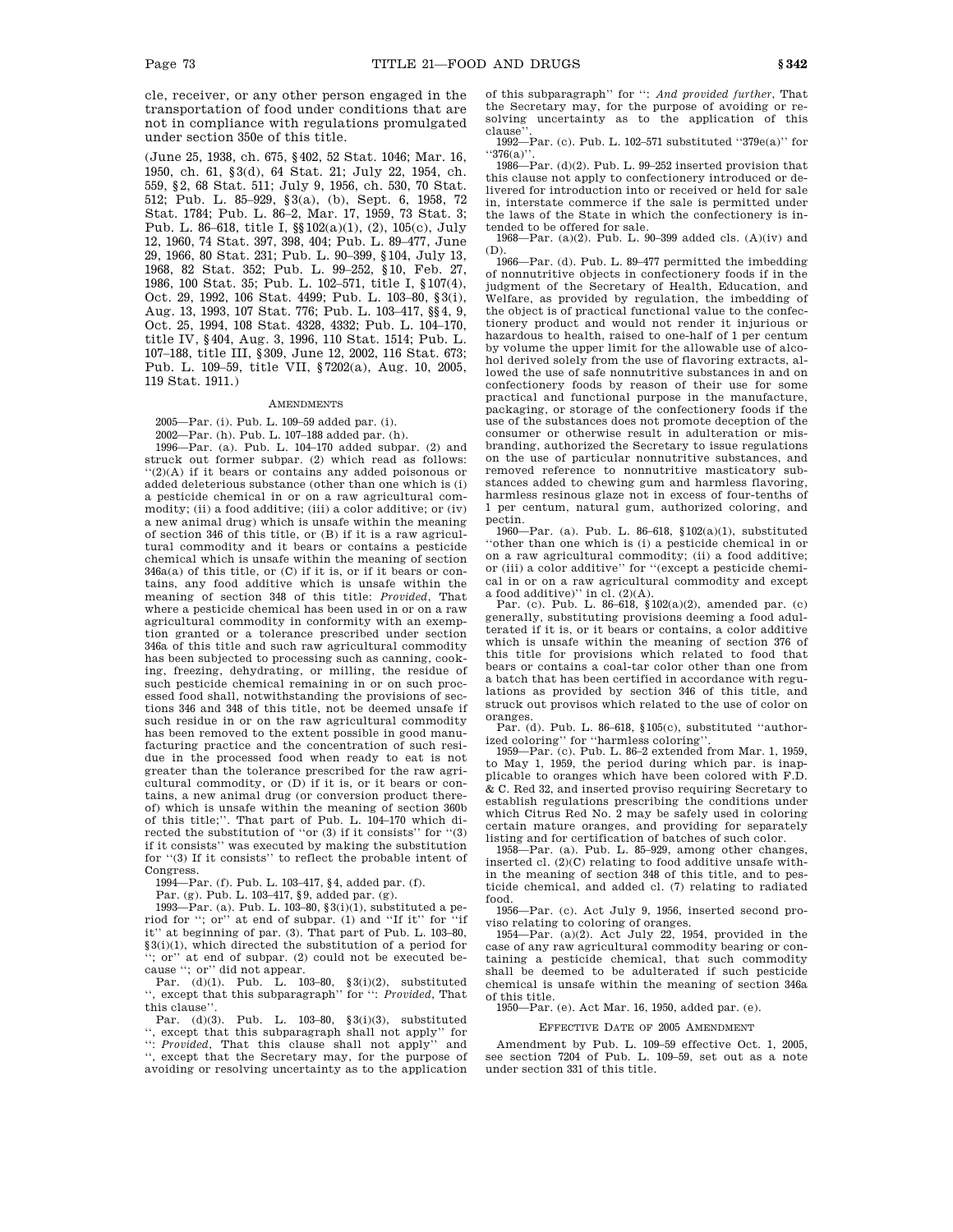cle, receiver, or any other person engaged in the transportation of food under conditions that are not in compliance with regulations promulgated under section 350e of this title.

(June 25, 1938, ch. 675, §402, 52 Stat. 1046; Mar. 16, 1950, ch. 61, §3(d), 64 Stat. 21; July 22, 1954, ch. 559, §2, 68 Stat. 511; July 9, 1956, ch. 530, 70 Stat. 512; Pub. L. 85–929, §3(a), (b), Sept. 6, 1958, 72 Stat. 1784; Pub. L. 86–2, Mar. 17, 1959, 73 Stat. 3; Pub. L. 86–618, title I, §§102(a)(1), (2), 105(c), July 12, 1960, 74 Stat. 397, 398, 404; Pub. L. 89–477, June 29, 1966, 80 Stat. 231; Pub. L. 90–399, §104, July 13, 1968, 82 Stat. 352; Pub. L. 99–252, §10, Feb. 27, 1986, 100 Stat. 35; Pub. L. 102–571, title I, §107(4), Oct. 29, 1992, 106 Stat. 4499; Pub. L. 103–80, §3(i), Aug. 13, 1993, 107 Stat. 776; Pub. L. 103–417, §§4, 9, Oct. 25, 1994, 108 Stat. 4328, 4332; Pub. L. 104–170, title IV, §404, Aug. 3, 1996, 110 Stat. 1514; Pub. L. 107–188, title III, §309, June 12, 2002, 116 Stat. 673; Pub. L. 109–59, title VII, §7202(a), Aug. 10, 2005, 119 Stat. 1911.)

## Amendments

2005—Par. (i). Pub. L. 109–59 added par. (i).

2002—Par. (h). Pub. L. 107–188 added par. (h).

1996—Par. (a). Pub. L. 104–170 added subpar. (2) and struck out former subpar. (2) which read as follows: "(2)(A) if it bears or contains any added poisonous or added deleterious substance (other than one which is (i) a pesticide chemical in or on a raw agricultural commodity; (ii) a food additive; (iii) a color additive; or (iv) a new animal drug) which is unsafe within the meaning of section 346 of this title, or (B) if it is a raw agricultural commodity and it bears or contains a pesticide chemical which is unsafe within the meaning of section 346a(a) of this title, or (C) if it is, or it bears or contains, any food additive which is unsafe within the meaning of section 348 of this title: *Provided*, That where a pesticide chemical has been used in or on a raw agricultural commodity in conformity with an exemption granted or a tolerance prescribed under section 346a of this title and such raw agricultural commodity has been subjected to processing such as canning, cooking, freezing, dehydrating, or milling, the residue of such pesticide chemical remaining in or on such processed food shall, notwithstanding the provisions of sections 346 and 348 of this title, not be deemed unsafe if such residue in or on the raw agricultural commodity has been removed to the extent possible in good manufacturing practice and the concentration of such residue in the processed food when ready to eat is not greater than the tolerance prescribed for the raw agricultural commodity, or (D) if it is, or it bears or contains, a new animal drug (or conversion product thereof) which is unsafe within the meaning of section 360b of this title;". That part of Pub. L. 104–170 which directed the substitution of "or (3) if it consists" for "(3) if it consists" was executed by making the substitution for "(3) If it consists" to reflect the probable intent of Congress.

1994—Par. (f). Pub. L. 103–417, §4, added par. (f).

Par. (g). Pub. L. 103–417, §9, added par. (g).

1993—Par. (a). Pub. L. 103–80, §3(i)(1), substituted a period for "; or" at end of subpar. (1) and "If it" for "if it" at beginning of par. (3). That part of Pub. L. 103–80, §3(i)(1), which directed the substitution of a period for "; or" at end of subpar. (2) could not be executed because "; or" did not appear.

Par. (d)(1). Pub. L. 103–80, §3(i)(2), substituted ", except that this subparagraph" for ": *Provided*, That this clause".

Par. (d)(3). Pub. L. 103–80, §3(i)(3), substituted ", except that this subparagraph shall not apply" for ": *Provided*, That this clause shall not apply" and ", except that the Secretary may, for the purpose of avoiding or resolving uncertainty as to the application of this subparagraph" for ": *And provided further*, That the Secretary may, for the purpose of avoiding or resolving uncertainty as to the application of this clause".

1992—Par. (c). Pub. L. 102–571 substituted "379e(a)" for "376(a)".

1986—Par. (d)(2). Pub. L. 99–252 inserted provision that this clause not apply to confectionery introduced or delivered for introduction into or received or held for sale in, interstate commerce if the sale is permitted under the laws of the State in which the confectionery is intended to be offered for sale.

1968—Par. (a)(2). Pub. L. 90–399 added cls. (A)(iv) and (D).

1966—Par. (d). Pub. L. 89–477 permitted the imbedding of nonnutritive objects in confectionery foods if in the judgment of the Secretary of Health, Education, and Welfare, as provided by regulation, the imbedding of the object is of practical functional value to the confectionery product and would not render it injurious or hazardous to health, raised to one-half of 1 per centum by volume the upper limit for the allowable use of alcohol derived solely from the use of flavoring extracts, allowed the use of safe nonnutritive substances in and on confectionery foods by reason of their use for some practical and functional purpose in the manufacture, packaging, or storage of the confectionery foods if the use of the substances does not promote deception of the consumer or otherwise result in adulteration or misbranding, authorized the Secretary to issue regulations on the use of particular nonnutritive substances, and removed reference to nonnutritive masticatory substances added to chewing gum and harmless flavoring, harmless resinous glaze not in excess of four-tenths of 1 per centum, natural gum, authorized coloring, and pectin.

1960—Par. (a). Pub. L. 86–618, §102(a)(1), substituted "other than one which is (i) a pesticide chemical in or on a raw agricultural commodity; (ii) a food additive; or (iii) a color additive" for "(except a pesticide chemical in or on a raw agricultural commodity and except a food additive)" in cl. (2)(A).

Par. (c). Pub. L. 86–618, §102(a)(2), amended par. (c) generally, substituting provisions deeming a food adulterated if it is, or it bears or contains, a color additive which is unsafe within the meaning of section 376 of this title for provisions which related to food that bears or contains a coal-tar color other than one from a batch that has been certified in accordance with regulations as provided by section 346 of this title, and struck out provisos which related to the use of color on oranges.

Par. (d). Pub. L. 86–618, §105(c), substituted "authorized coloring" for "harmless coloring".

1959—Par. (c). Pub. L. 86–2 extended from Mar. 1, 1959, to May 1, 1959, the period during which par. is inapplicable to oranges which have been colored with F.D. & C. Red 32, and inserted proviso requiring Secretary to establish regulations prescribing the conditions under which Citrus Red No. 2 may be safely used in coloring certain mature oranges, and providing for separately listing and for certification of batches of such color.

1958—Par. (a). Pub. L. 85–929, among other changes, inserted cl. (2)(C) relating to food additive unsafe within the meaning of section 348 of this title, and to pesticide chemical, and added cl. (7) relating to radiated food.

1956—Par. (c). Act July 9, 1956, inserted second proviso relating to coloring of oranges.

1954—Par. (a)(2). Act July 22, 1954, provided in the case of any raw agricultural commodity bearing or containing a pesticide chemical, that such commodity shall be deemed to be adulterated if such pesticide chemical is unsafe within the meaning of section 346a of this title.

1950—Par. (e). Act Mar. 16, 1950, added par. (e).

## Effective Date of 2005 Amendment

Amendment by Pub. L. 109–59 effective Oct. 1, 2005, see section 7204 of Pub. L. 109–59, set out as a note under section 331 of this title.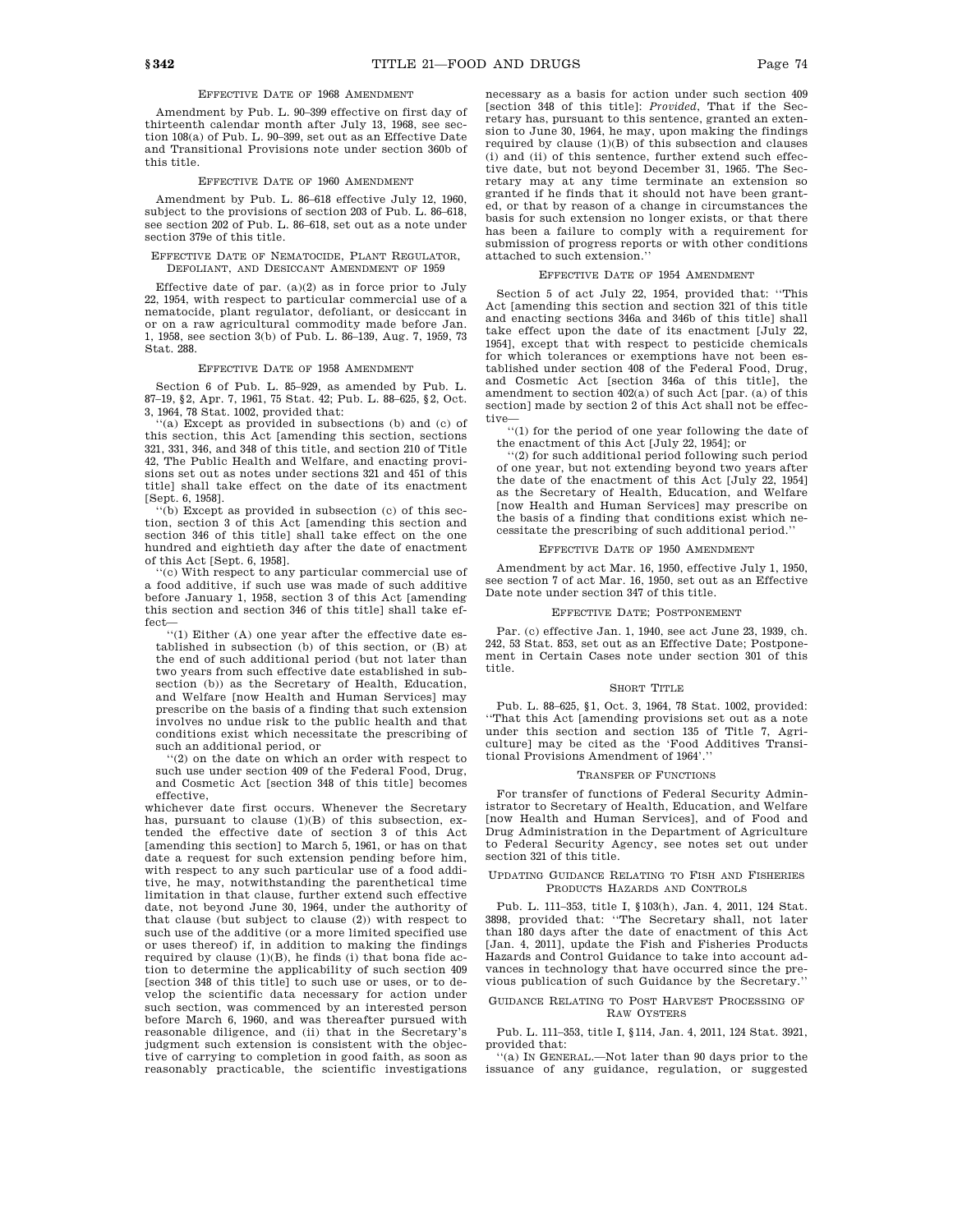#### Effective Date of 1968 Amendment

Amendment by Pub. L. 90–399 effective on first day of thirteenth calendar month after July 13, 1968, see section 108(a) of Pub. L. 90–399, set out as an Effective Date and Transitional Provisions note under section 360b of this title.

#### Effective Date of 1960 Amendment

Amendment by Pub. L. 86–618 effective July 12, 1960, subject to the provisions of section 203 of Pub. L. 86–618, see section 202 of Pub. L. 86–618, set out as a note under section 379e of this title.

#### Effective Date of Nematocide, Plant Regulator, Defoliant, and Desiccant Amendment of 1959

Effective date of par. (a)(2) as in force prior to July 22, 1954, with respect to particular commercial use of a nematocide, plant regulator, defoliant, or desiccant in or on a raw agricultural commodity made before Jan. 1, 1958, see section 3(b) of Pub. L. 86–139, Aug. 7, 1959, 73 Stat. 288.

#### Effective Date of 1958 Amendment

Section 6 of Pub. L. 85–929, as amended by Pub. L. 87–19, §2, Apr. 7, 1961, 75 Stat. 42; Pub. L. 88–625, §2, Oct. 3, 1964, 78 Stat. 1002, provided that:

"(a) Except as provided in subsections (b) and (c) of this section, this Act [amending this section, sections 321, 331, 346, and 348 of this title, and section 210 of Title 42, The Public Health and Welfare, and enacting provisions set out as notes under sections 321 and 451 of this title] shall take effect on the date of its enactment [Sept. 6, 1958].

"(b) Except as provided in subsection (c) of this section, section 3 of this Act [amending this section and section 346 of this title] shall take effect on the one hundred and eightieth day after the date of enactment of this Act [Sept. 6, 1958].

"(c) With respect to any particular commercial use of a food additive, if such use was made of such additive before January 1, 1958, section 3 of this Act [amending this section and section 346 of this title] shall take effect—

"(1) Either (A) one year after the effective date established in subsection (b) of this section, or (B) at the end of such additional period (but not later than two years from such effective date established in subsection (b)) as the Secretary of Health, Education, and Welfare [now Health and Human Services] may prescribe on the basis of a finding that such extension involves no undue risk to the public health and that conditions exist which necessitate the prescribing of such an additional period, or

"(2) on the date on which an order with respect to such use under section 409 of the Federal Food, Drug, and Cosmetic Act [section 348 of this title] becomes effective,

whichever date first occurs. Whenever the Secretary has, pursuant to clause (1)(B) of this subsection, extended the effective date of section 3 of this Act [amending this section] to March 5, 1961, or has on that date a request for such extension pending before him, with respect to any such particular use of a food additive, he may, notwithstanding the parenthetical time limitation in that clause, further extend such effective date, not beyond June 30, 1964, under the authority of that clause (but subject to clause (2)) with respect to such use of the additive (or a more limited specified use or uses thereof) if, in addition to making the findings required by clause (1)(B), he finds (i) that bona fide action to determine the applicability of such section 409 [section 348 of this title] to such use or uses, or to develop the scientific data necessary for action under such section, was commenced by an interested person before March 6, 1960, and was thereafter pursued with reasonable diligence, and (ii) that in the Secretary's judgment such extension is consistent with the objective of carrying to completion in good faith, as soon as reasonably practicable, the scientific investigations necessary as a basis for action under such section 409 [section 348 of this title]: *Provided*, That if the Secretary has, pursuant to this sentence, granted an extension to June 30, 1964, he may, upon making the findings required by clause (1)(B) of this subsection and clauses (i) and (ii) of this sentence, further extend such effective date, but not beyond December 31, 1965. The Secretary may at any time terminate an extension so granted if he finds that it should not have been granted, or that by reason of a change in circumstances the basis for such extension no longer exists, or that there has been a failure to comply with a requirement for submission of progress reports or with other conditions attached to such extension."

#### Effective Date of 1954 Amendment

Section 5 of act July 22, 1954, provided that: "This Act [amending this section and section 321 of this title and enacting sections 346a and 346b of this title] shall take effect upon the date of its enactment [July 22, 1954], except that with respect to pesticide chemicals for which tolerances or exemptions have not been established under section 408 of the Federal Food, Drug, and Cosmetic Act [section 346a of this title], the amendment to section 402(a) of such Act [par. (a) of this section] made by section 2 of this Act shall not be effective—

"(1) for the period of one year following the date of the enactment of this Act [July 22, 1954]; or

"(2) for such additional period following such period of one year, but not extending beyond two years after the date of the enactment of this Act [July 22, 1954] as the Secretary of Health, Education, and Welfare [now Health and Human Services] may prescribe on the basis of a finding that conditions exist which necessitate the prescribing of such additional period."

#### Effective Date of 1950 Amendment

Amendment by act Mar. 16, 1950, effective July 1, 1950, see section 7 of act Mar. 16, 1950, set out as an Effective Date note under section 347 of this title.

#### Effective Date; Postponement

Par. (c) effective Jan. 1, 1940, see act June 23, 1939, ch. 242, 53 Stat. 853, set out as an Effective Date; Postponement in Certain Cases note under section 301 of this title.

#### Short Title

Pub. L. 88–625, §1, Oct. 3, 1964, 78 Stat. 1002, provided: "That this Act [amending provisions set out as a note under this section and section 135 of Title 7, Agriculture] may be cited as the 'Food Additives Transitional Provisions Amendment of 1964'."

#### Transfer of Functions

For transfer of functions of Federal Security Administrator to Secretary of Health, Education, and Welfare [now Health and Human Services], and of Food and Drug Administration in the Department of Agriculture to Federal Security Agency, see notes set out under section 321 of this title.

#### Updating Guidance Relating to Fish and Fisheries Products Hazards and Controls

Pub. L. 111–353, title I, §103(h), Jan. 4, 2011, 124 Stat. 3898, provided that: "The Secretary shall, not later than 180 days after the date of enactment of this Act [Jan. 4, 2011], update the Fish and Fisheries Products Hazards and Control Guidance to take into account advances in technology that have occurred since the previous publication of such Guidance by the Secretary."

#### Guidance Relating to Post Harvest Processing of Raw Oysters

Pub. L. 111–353, title I, §114, Jan. 4, 2011, 124 Stat. 3921, provided that:

"(a) In General.—Not later than 90 days prior to the issuance of any guidance, regulation, or suggested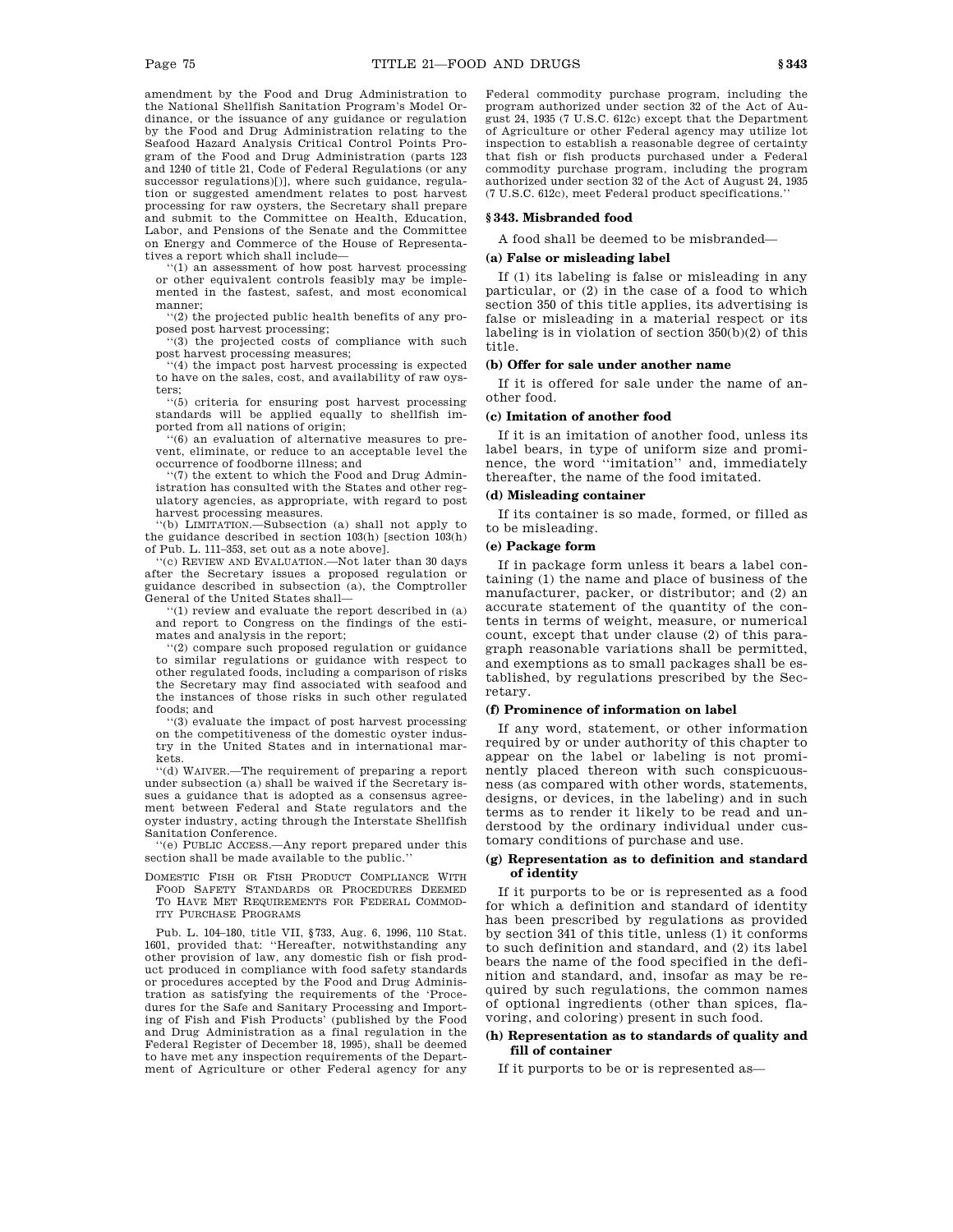amendment by the Food and Drug Administration to the National Shellfish Sanitation Program's Model Ordinance, or the issuance of any guidance or regulation by the Food and Drug Administration relating to the Seafood Hazard Analysis Critical Control Points Program of the Food and Drug Administration (parts 123 and 1240 of title 21, Code of Federal Regulations (or any successor regulations)[)], where such guidance, regulation or suggested amendment relates to post harvest processing for raw oysters, the Secretary shall prepare and submit to the Committee on Health, Education, Labor, and Pensions of the Senate and the Committee on Energy and Commerce of the House of Representatives a report which shall include—

"(1) an assessment of how post harvest processing or other equivalent controls feasibly may be implemented in the fastest, safest, and most economical manner;

"(2) the projected public health benefits of any proposed post harvest processing;

"(3) the projected costs of compliance with such post harvest processing measures;

"(4) the impact post harvest processing is expected to have on the sales, cost, and availability of raw oysters;

"(5) criteria for ensuring post harvest processing standards will be applied equally to shellfish imported from all nations of origin;

"(6) an evaluation of alternative measures to prevent, eliminate, or reduce to an acceptable level the occurrence of foodborne illness; and

"(7) the extent to which the Food and Drug Administration has consulted with the States and other regulatory agencies, as appropriate, with regard to post harvest processing measures.

"(b) LIMITATION.—Subsection (a) shall not apply to the guidance described in section 103(h) [section 103(h) of Pub. L. 111–353, set out as a note above].

"(c) REVIEW AND EVALUATION.—Not later than 30 days after the Secretary issues a proposed regulation or guidance described in subsection (a), the Comptroller General of the United States shall—

"(1) review and evaluate the report described in (a) and report to Congress on the findings of the estimates and analysis in the report;

"(2) compare such proposed regulation or guidance to similar regulations or guidance with respect to other regulated foods, including a comparison of risks the Secretary may find associated with seafood and the instances of those risks in such other regulated foods; and

"(3) evaluate the impact of post harvest processing on the competitiveness of the domestic oyster industry in the United States and in international markets.

"(d) WAIVER.—The requirement of preparing a report under subsection (a) shall be waived if the Secretary issues a guidance that is adopted as a consensus agreement between Federal and State regulators and the oyster industry, acting through the Interstate Shellfish Sanitation Conference.

"(e) PUBLIC ACCESS.—Any report prepared under this section shall be made available to the public."

DOMESTIC FISH OR FISH PRODUCT COMPLIANCE WITH FOOD SAFETY STANDARDS OR PROCEDURES DEEMED TO HAVE MET REQUIREMENTS FOR FEDERAL COMMODITY PURCHASE PROGRAMS

Pub. L. 104–180, title VII, §733, Aug. 6, 1996, 110 Stat. 1601, provided that: "Hereafter, notwithstanding any other provision of law, any domestic fish or fish product produced in compliance with food safety standards or procedures accepted by the Food and Drug Administration as satisfying the requirements of the 'Procedures for the Safe and Sanitary Processing and Importing of Fish and Fish Products' (published by the Food and Drug Administration as a final regulation in the Federal Register of December 18, 1995), shall be deemed to have met any inspection requirements of the Department of Agriculture or other Federal agency for any Federal commodity purchase program, including the program authorized under section 32 of the Act of August 24, 1935 (7 U.S.C. 612c) except that the Department of Agriculture or other Federal agency may utilize lot inspection to establish a reasonable degree of certainty that fish or fish products purchased under a Federal commodity purchase program, including the program authorized under section 32 of the Act of August 24, 1935 (7 U.S.C. 612c), meet Federal product specifications."

## § 343. Misbranded food

A food shall be deemed to be misbranded—

### (a) False or misleading label

If (1) its labeling is false or misleading in any particular, or (2) in the case of a food to which section 350 of this title applies, its advertising is false or misleading in a material respect or its labeling is in violation of section 350(b)(2) of this title.

### (b) Offer for sale under another name

If it is offered for sale under the name of another food.

### (c) Imitation of another food

If it is an imitation of another food, unless its label bears, in type of uniform size and prominence, the word "imitation" and, immediately thereafter, the name of the food imitated.

### (d) Misleading container

If its container is so made, formed, or filled as to be misleading.

### (e) Package form

If in package form unless it bears a label containing (1) the name and place of business of the manufacturer, packer, or distributor; and (2) an accurate statement of the quantity of the contents in terms of weight, measure, or numerical count, except that under clause (2) of this paragraph reasonable variations shall be permitted, and exemptions as to small packages shall be established, by regulations prescribed by the Secretary.

### (f) Prominence of information on label

If any word, statement, or other information required by or under authority of this chapter to appear on the label or labeling is not prominently placed thereon with such conspicuousness (as compared with other words, statements, designs, or devices, in the labeling) and in such terms as to render it likely to be read and understood by the ordinary individual under customary conditions of purchase and use.

### (g) Representation as to definition and standard of identity

If it purports to be or is represented as a food for which a definition and standard of identity has been prescribed by regulations as provided by section 341 of this title, unless (1) it conforms to such definition and standard, and (2) its label bears the name of the food specified in the definition and standard, and, insofar as may be required by such regulations, the common names of optional ingredients (other than spices, flavoring, and coloring) present in such food.

### (h) Representation as to standards of quality and fill of container

If it purports to be or is represented as—